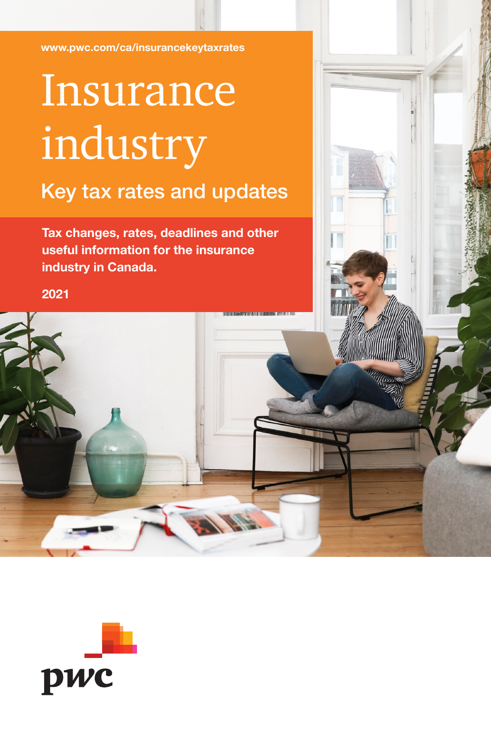www.pwc.com/ca/insurancekeytaxrates

# Insurance industry

## Key tax rates and updates

**Tax changes, rates, deadlines and other useful information for the insurance industry in Canada.**

**2021**

pwc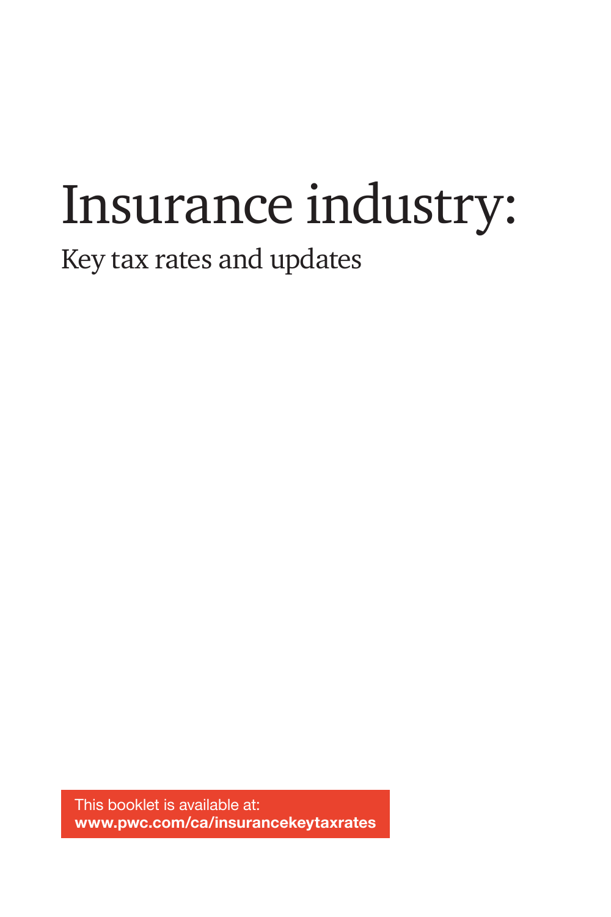# Insurance industry:

## Key tax rates and updates

This booklet is available at:
**www.pwc.com/ca/insurancekeytaxrates**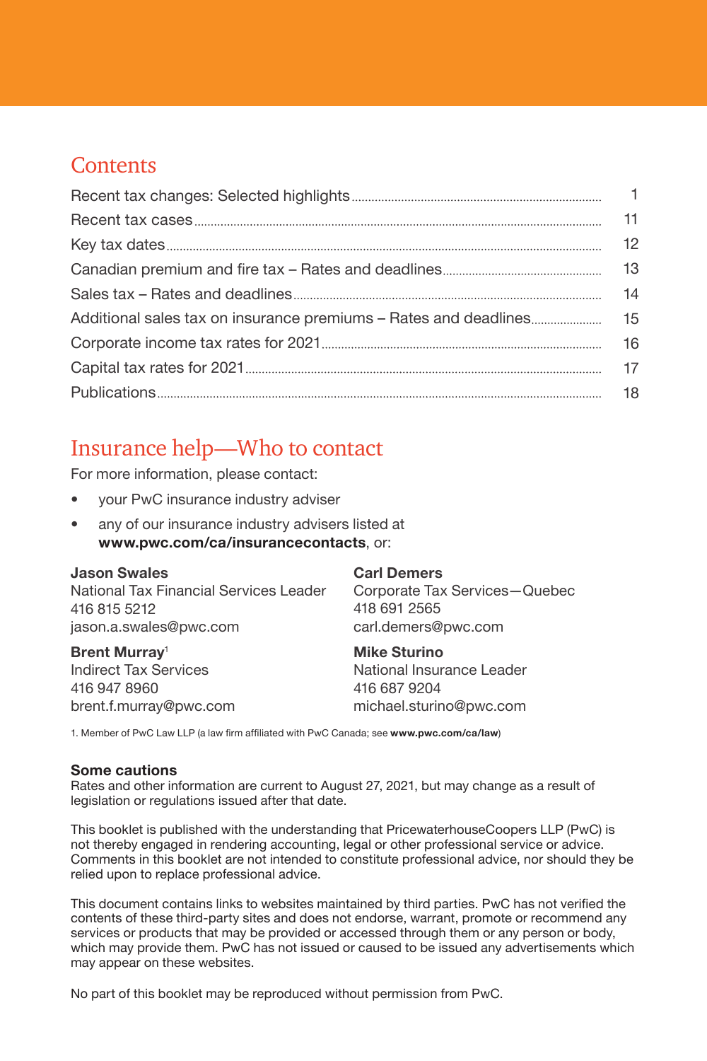## Contents

| | |
|---|---|
| Recent tax changes: Selected highlights | 1 |
| Recent tax cases | 11 |
| Key tax dates | 12 |
| Canadian premium and fire tax – Rates and deadlines | 13 |
| Sales tax – Rates and deadlines | 14 |
| Additional sales tax on insurance premiums – Rates and deadlines | 15 |
| Corporate income tax rates for 2021 | 16 |
| Capital tax rates for 2021 | 17 |
| Publications | 18 |

## Insurance help—Who to contact

For more information, please contact:

- your PwC insurance industry adviser
- any of our insurance industry advisers listed at **www.pwc.com/ca/insurancecontacts**, or:

**Jason Swales**
National Tax Financial Services Leader
416 815 5212
jason.a.swales@pwc.com

**Carl Demers**
Corporate Tax Services—Quebec
418 691 2565
carl.demers@pwc.com

**Brent Murray**[1]
Indirect Tax Services
416 947 8960
brent.f.murray@pwc.com

**Mike Sturino**
National Insurance Leader
416 687 9204
michael.sturino@pwc.com

1. Member of PwC Law LLP (a law firm affiliated with PwC Canada; see **www.pwc.com/ca/law**)

**Some cautions**
Rates and other information are current to August 27, 2021, but may change as a result of legislation or regulations issued after that date.

This booklet is published with the understanding that PricewaterhouseCoopers LLP (PwC) is not thereby engaged in rendering accounting, legal or other professional service or advice. Comments in this booklet are not intended to constitute professional advice, nor should they be relied upon to replace professional advice.

This document contains links to websites maintained by third parties. PwC has not verified the contents of these third-party sites and does not endorse, warrant, promote or recommend any services or products that may be provided or accessed through them or any person or body, which may provide them. PwC has not issued or caused to be issued any advertisements which may appear on these websites.

No part of this booklet may be reproduced without permission from PwC.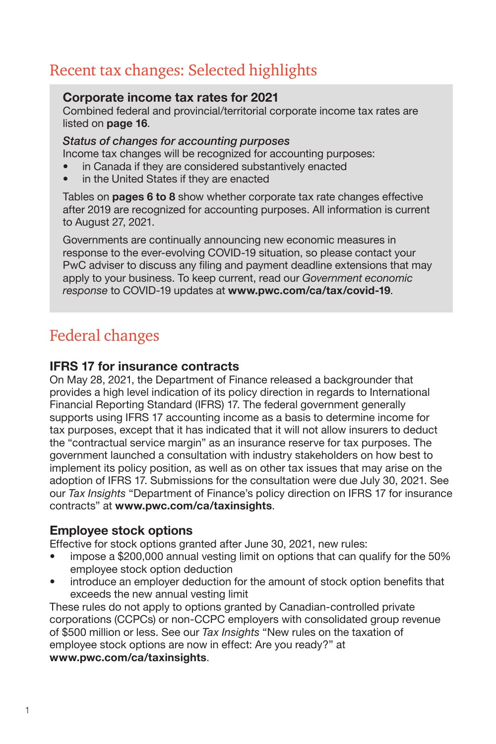# Recent tax changes: Selected highlights

### Corporate income tax rates for 2021

Combined federal and provincial/territorial corporate income tax rates are listed on **page 16**.

*Status of changes for accounting purposes*

Income tax changes will be recognized for accounting purposes:

- in Canada if they are considered substantively enacted
- in the United States if they are enacted

Tables on **pages 6 to 8** show whether corporate tax rate changes effective after 2019 are recognized for accounting purposes. All information is current to August 27, 2021.

Governments are continually announcing new economic measures in response to the ever-evolving COVID-19 situation, so please contact your PwC adviser to discuss any filing and payment deadline extensions that may apply to your business. To keep current, read our *Government economic response* to COVID-19 updates at **www.pwc.com/ca/tax/covid-19**.

# Federal changes

### IFRS 17 for insurance contracts

On May 28, 2021, the Department of Finance released a backgrounder that provides a high level indication of its policy direction in regards to International Financial Reporting Standard (IFRS) 17. The federal government generally supports using IFRS 17 accounting income as a basis to determine income for tax purposes, except that it has indicated that it will not allow insurers to deduct the "contractual service margin" as an insurance reserve for tax purposes. The government launched a consultation with industry stakeholders on how best to implement its policy position, as well as on other tax issues that may arise on the adoption of IFRS 17. Submissions for the consultation were due July 30, 2021. See our *Tax Insights* "Department of Finance's policy direction on IFRS 17 for insurance contracts" at **www.pwc.com/ca/taxinsights**.

### Employee stock options

Effective for stock options granted after June 30, 2021, new rules:

- impose a $200,000 annual vesting limit on options that can qualify for the 50% employee stock option deduction
- introduce an employer deduction for the amount of stock option benefits that exceeds the new annual vesting limit

These rules do not apply to options granted by Canadian-controlled private corporations (CCPCs) or non-CCPC employers with consolidated group revenue of $500 million or less. See our *Tax Insights* "New rules on the taxation of employee stock options are now in effect: Are you ready?" at **www.pwc.com/ca/taxinsights**.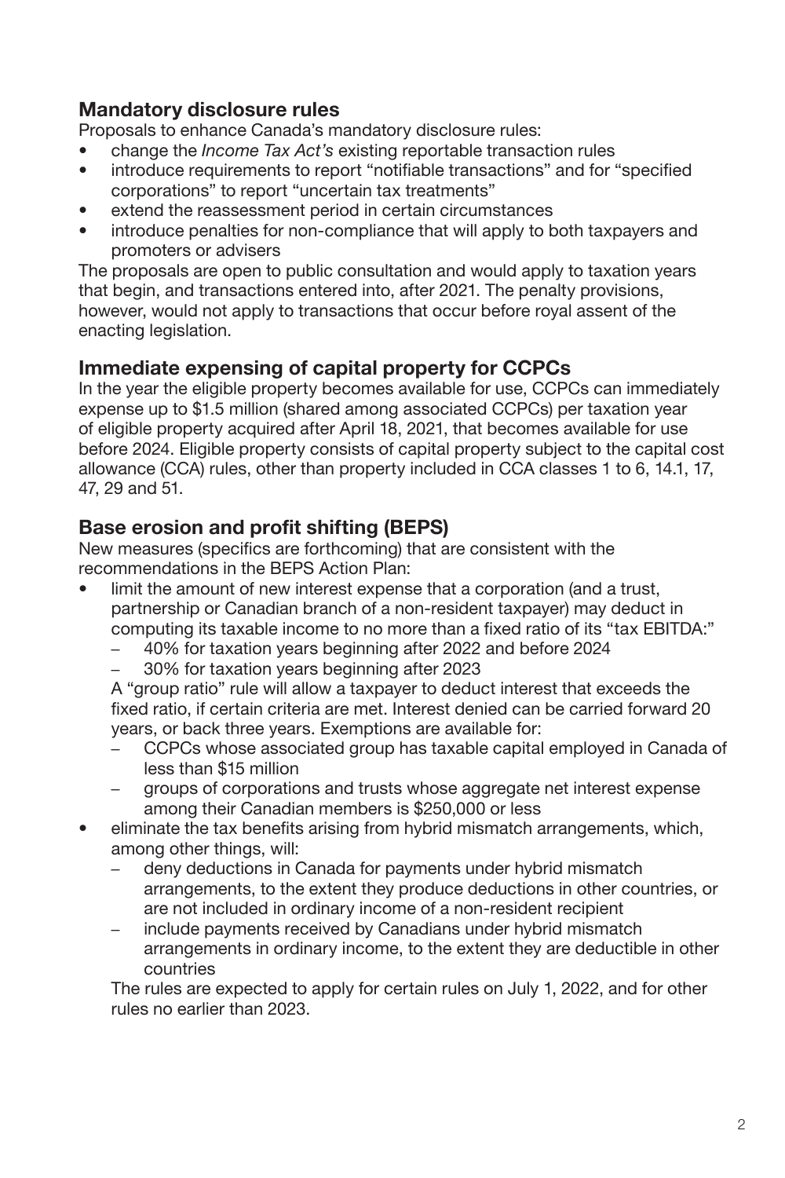## Mandatory disclosure rules

Proposals to enhance Canada's mandatory disclosure rules:

- change the *Income Tax Act's* existing reportable transaction rules
- introduce requirements to report "notifiable transactions" and for "specified corporations" to report "uncertain tax treatments"
- extend the reassessment period in certain circumstances
- introduce penalties for non-compliance that will apply to both taxpayers and promoters or advisers

The proposals are open to public consultation and would apply to taxation years that begin, and transactions entered into, after 2021. The penalty provisions, however, would not apply to transactions that occur before royal assent of the enacting legislation.

## Immediate expensing of capital property for CCPCs

In the year the eligible property becomes available for use, CCPCs can immediately expense up to $1.5 million (shared among associated CCPCs) per taxation year of eligible property acquired after April 18, 2021, that becomes available for use before 2024. Eligible property consists of capital property subject to the capital cost allowance (CCA) rules, other than property included in CCA classes 1 to 6, 14.1, 17, 47, 29 and 51.

## Base erosion and profit shifting (BEPS)

New measures (specifics are forthcoming) that are consistent with the recommendations in the BEPS Action Plan:

- limit the amount of new interest expense that a corporation (and a trust, partnership or Canadian branch of a non-resident taxpayer) may deduct in computing its taxable income to no more than a fixed ratio of its "tax EBITDA:"
  - 40% for taxation years beginning after 2022 and before 2024
  - 30% for taxation years beginning after 2023

  A "group ratio" rule will allow a taxpayer to deduct interest that exceeds the fixed ratio, if certain criteria are met. Interest denied can be carried forward 20 years, or back three years. Exemptions are available for:
  - CCPCs whose associated group has taxable capital employed in Canada of less than $15 million
  - groups of corporations and trusts whose aggregate net interest expense among their Canadian members is $250,000 or less
- eliminate the tax benefits arising from hybrid mismatch arrangements, which, among other things, will:
  - deny deductions in Canada for payments under hybrid mismatch arrangements, to the extent they produce deductions in other countries, or are not included in ordinary income of a non-resident recipient
  - include payments received by Canadians under hybrid mismatch arrangements in ordinary income, to the extent they are deductible in other countries

  The rules are expected to apply for certain rules on July 1, 2022, and for other rules no earlier than 2023.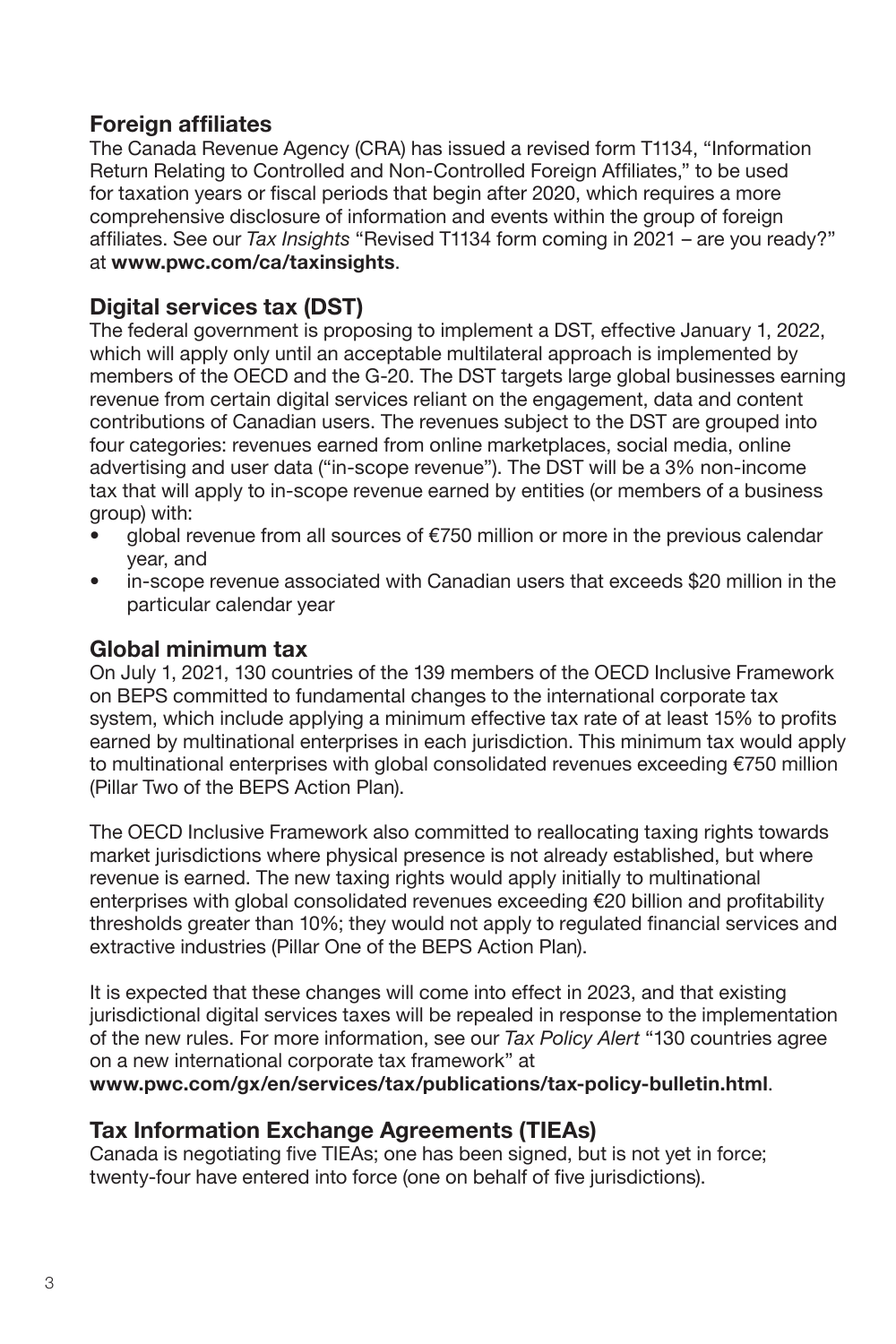## Foreign affiliates

The Canada Revenue Agency (CRA) has issued a revised form T1134, "Information Return Relating to Controlled and Non-Controlled Foreign Affiliates," to be used for taxation years or fiscal periods that begin after 2020, which requires a more comprehensive disclosure of information and events within the group of foreign affiliates. See our *Tax Insights* "Revised T1134 form coming in 2021 – are you ready?" at **www.pwc.com/ca/taxinsights**.

## Digital services tax (DST)

The federal government is proposing to implement a DST, effective January 1, 2022, which will apply only until an acceptable multilateral approach is implemented by members of the OECD and the G-20. The DST targets large global businesses earning revenue from certain digital services reliant on the engagement, data and content contributions of Canadian users. The revenues subject to the DST are grouped into four categories: revenues earned from online marketplaces, social media, online advertising and user data ("in-scope revenue"). The DST will be a 3% non-income tax that will apply to in-scope revenue earned by entities (or members of a business group) with:

- global revenue from all sources of €750 million or more in the previous calendar year, and
- in-scope revenue associated with Canadian users that exceeds $20 million in the particular calendar year

## Global minimum tax

On July 1, 2021, 130 countries of the 139 members of the OECD Inclusive Framework on BEPS committed to fundamental changes to the international corporate tax system, which include applying a minimum effective tax rate of at least 15% to profits earned by multinational enterprises in each jurisdiction. This minimum tax would apply to multinational enterprises with global consolidated revenues exceeding €750 million (Pillar Two of the BEPS Action Plan).

The OECD Inclusive Framework also committed to reallocating taxing rights towards market jurisdictions where physical presence is not already established, but where revenue is earned. The new taxing rights would apply initially to multinational enterprises with global consolidated revenues exceeding €20 billion and profitability thresholds greater than 10%; they would not apply to regulated financial services and extractive industries (Pillar One of the BEPS Action Plan).

It is expected that these changes will come into effect in 2023, and that existing jurisdictional digital services taxes will be repealed in response to the implementation of the new rules. For more information, see our *Tax Policy Alert* "130 countries agree on a new international corporate tax framework" at **www.pwc.com/gx/en/services/tax/publications/tax-policy-bulletin.html**.

## Tax Information Exchange Agreements (TIEAs)

Canada is negotiating five TIEAs; one has been signed, but is not yet in force; twenty-four have entered into force (one on behalf of five jurisdictions).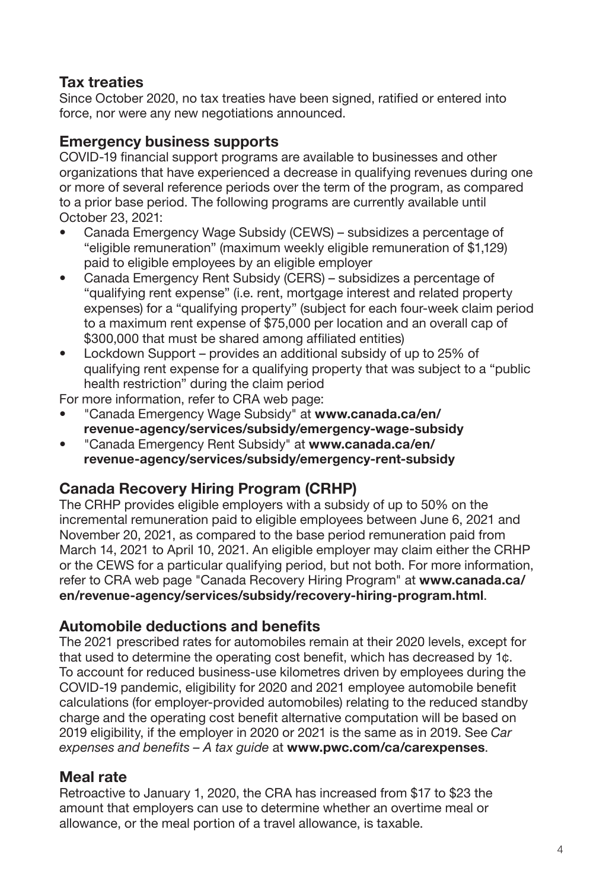## Tax treaties

Since October 2020, no tax treaties have been signed, ratified or entered into force, nor were any new negotiations announced.

## Emergency business supports

COVID-19 financial support programs are available to businesses and other organizations that have experienced a decrease in qualifying revenues during one or more of several reference periods over the term of the program, as compared to a prior base period. The following programs are currently available until October 23, 2021:

- Canada Emergency Wage Subsidy (CEWS) – subsidizes a percentage of "eligible remuneration" (maximum weekly eligible remuneration of $1,129) paid to eligible employees by an eligible employer
- Canada Emergency Rent Subsidy (CERS) – subsidizes a percentage of "qualifying rent expense" (i.e. rent, mortgage interest and related property expenses) for a "qualifying property" (subject for each four-week claim period to a maximum rent expense of $75,000 per location and an overall cap of $300,000 that must be shared among affiliated entities)
- Lockdown Support – provides an additional subsidy of up to 25% of qualifying rent expense for a qualifying property that was subject to a "public health restriction" during the claim period

For more information, refer to CRA web page:

- "Canada Emergency Wage Subsidy" at **www.canada.ca/en/revenue-agency/services/subsidy/emergency-wage-subsidy**
- "Canada Emergency Rent Subsidy" at **www.canada.ca/en/revenue-agency/services/subsidy/emergency-rent-subsidy**

## Canada Recovery Hiring Program (CRHP)

The CRHP provides eligible employers with a subsidy of up to 50% on the incremental remuneration paid to eligible employees between June 6, 2021 and November 20, 2021, as compared to the base period remuneration paid from March 14, 2021 to April 10, 2021. An eligible employer may claim either the CRHP or the CEWS for a particular qualifying period, but not both. For more information, refer to CRA web page "Canada Recovery Hiring Program" at **www.canada.ca/en/revenue-agency/services/subsidy/recovery-hiring-program.html**.

## Automobile deductions and benefits

The 2021 prescribed rates for automobiles remain at their 2020 levels, except for that used to determine the operating cost benefit, which has decreased by 1¢. To account for reduced business-use kilometres driven by employees during the COVID-19 pandemic, eligibility for 2020 and 2021 employee automobile benefit calculations (for employer-provided automobiles) relating to the reduced standby charge and the operating cost benefit alternative computation will be based on 2019 eligibility, if the employer in 2020 or 2021 is the same as in 2019. See *Car expenses and benefits – A tax guide* at **www.pwc.com/ca/carexpenses**.

## Meal rate

Retroactive to January 1, 2020, the CRA has increased from $17 to $23 the amount that employers can use to determine whether an overtime meal or allowance, or the meal portion of a travel allowance, is taxable.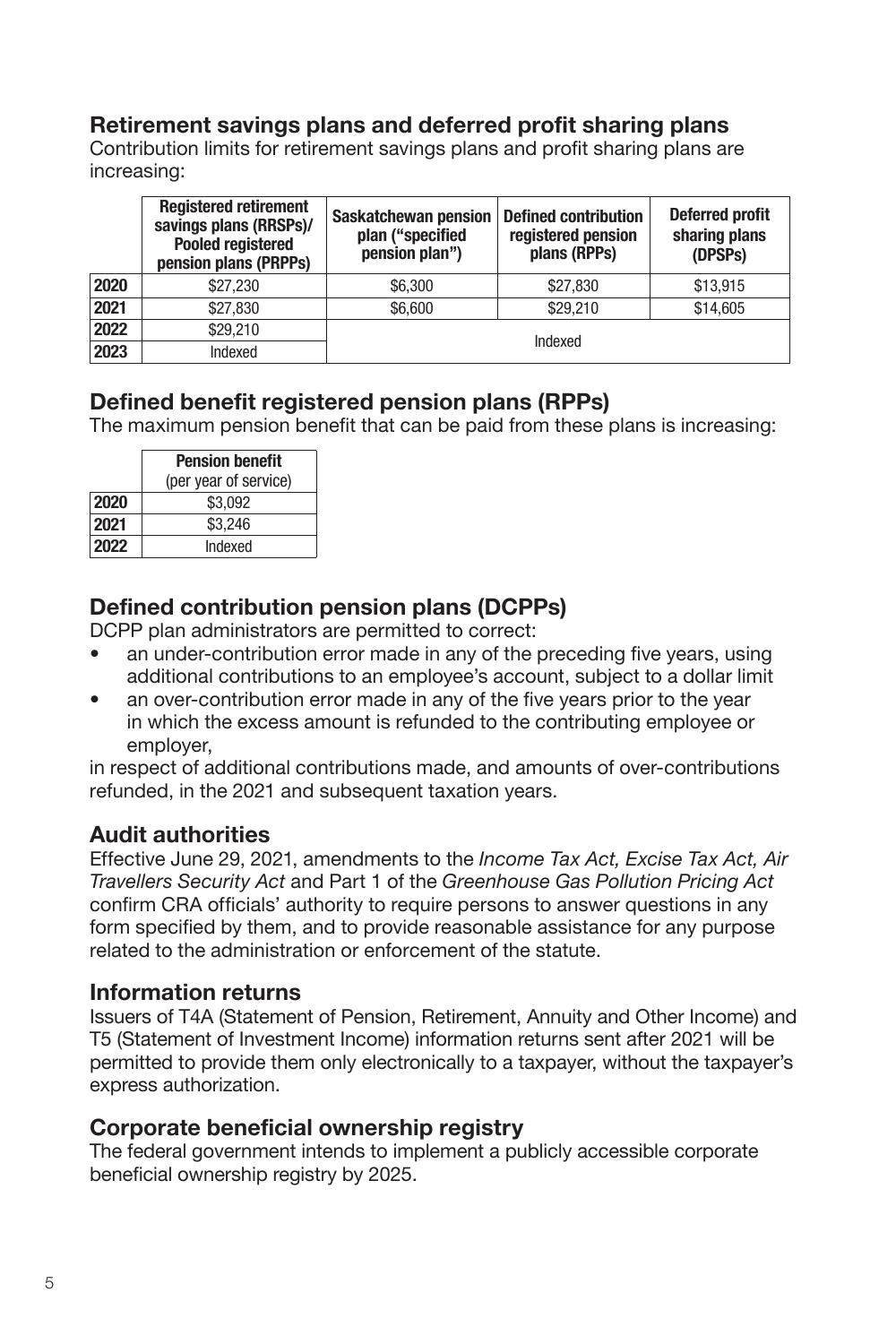## Retirement savings plans and deferred profit sharing plans

Contribution limits for retirement savings plans and profit sharing plans are increasing:

| | Registered retirement savings plans (RRSPs)/ Pooled registered pension plans (PRPPs) | Saskatchewan pension plan ("specified pension plan") | Defined contribution registered pension plans (RPPs) | Deferred profit sharing plans (DPSPs) |
|---|---|---|---|---|
| 2020 | $27,230 | $6,300 | $27,830 | $13,915 |
| 2021 | $27,830 | $6,600 | $29,210 | $14,605 |
| 2022 | $29,210 | Indexed | | |
| 2023 | Indexed | | | |

## Defined benefit registered pension plans (RPPs)

The maximum pension benefit that can be paid from these plans is increasing:

| | Pension benefit (per year of service) |
|---|---|
| 2020 | $3,092 |
| 2021 | $3,246 |
| 2022 | Indexed |

## Defined contribution pension plans (DCPPs)

DCPP plan administrators are permitted to correct:

- an under-contribution error made in any of the preceding five years, using additional contributions to an employee's account, subject to a dollar limit
- an over-contribution error made in any of the five years prior to the year in which the excess amount is refunded to the contributing employee or employer,

in respect of additional contributions made, and amounts of over-contributions refunded, in the 2021 and subsequent taxation years.

## Audit authorities

Effective June 29, 2021, amendments to the *Income Tax Act, Excise Tax Act, Air Travellers Security Act* and Part 1 of the *Greenhouse Gas Pollution Pricing Act* confirm CRA officials' authority to require persons to answer questions in any form specified by them, and to provide reasonable assistance for any purpose related to the administration or enforcement of the statute.

## Information returns

Issuers of T4A (Statement of Pension, Retirement, Annuity and Other Income) and T5 (Statement of Investment Income) information returns sent after 2021 will be permitted to provide them only electronically to a taxpayer, without the taxpayer's express authorization.

## Corporate beneficial ownership registry

The federal government intends to implement a publicly accessible corporate beneficial ownership registry by 2025.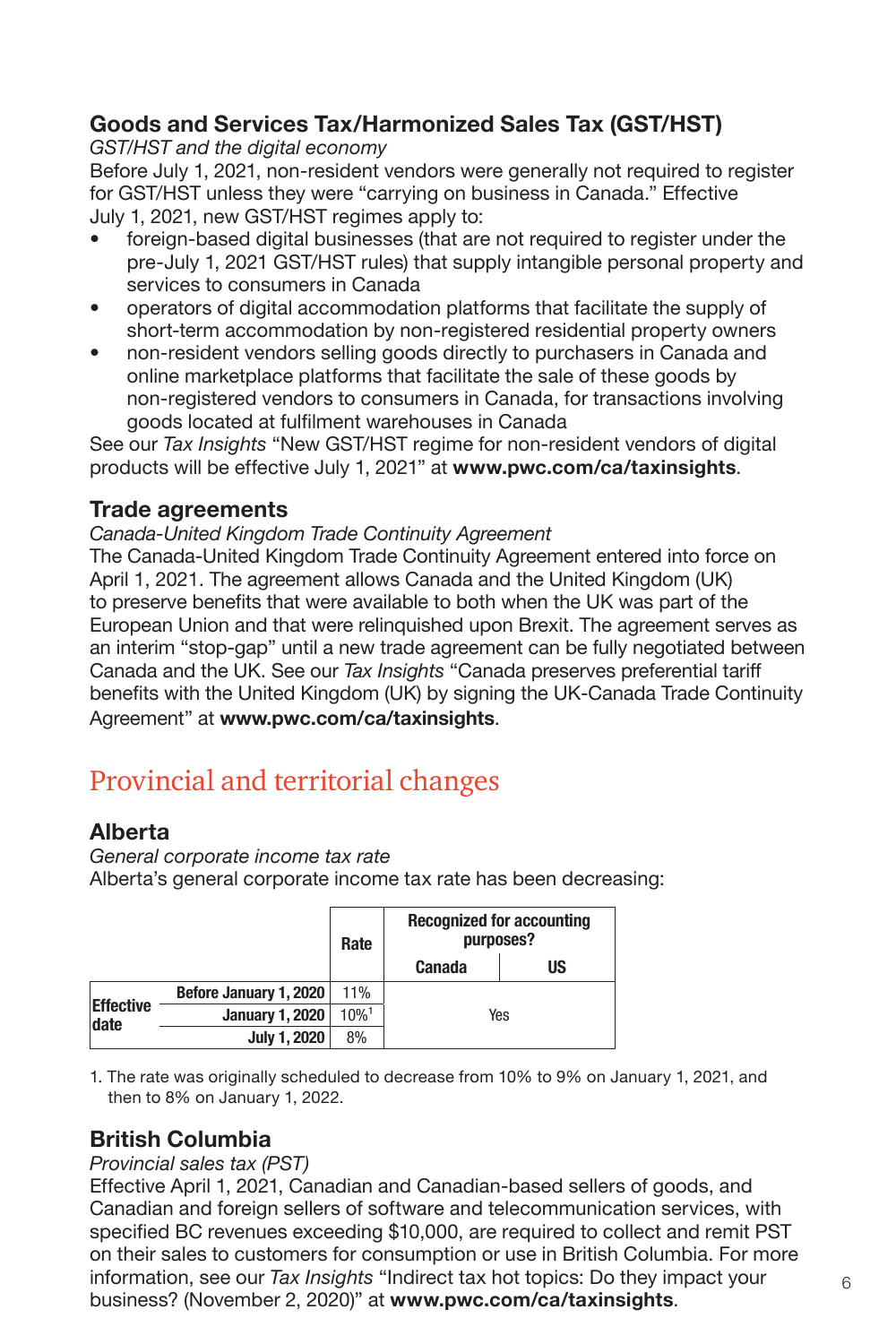### Goods and Services Tax/Harmonized Sales Tax (GST/HST)

*GST/HST and the digital economy*

Before July 1, 2021, non-resident vendors were generally not required to register for GST/HST unless they were "carrying on business in Canada." Effective July 1, 2021, new GST/HST regimes apply to:

- foreign-based digital businesses (that are not required to register under the pre-July 1, 2021 GST/HST rules) that supply intangible personal property and services to consumers in Canada
- operators of digital accommodation platforms that facilitate the supply of short-term accommodation by non-registered residential property owners
- non-resident vendors selling goods directly to purchasers in Canada and online marketplace platforms that facilitate the sale of these goods by non-registered vendors to consumers in Canada, for transactions involving goods located at fulfilment warehouses in Canada

See our *Tax Insights* "New GST/HST regime for non-resident vendors of digital products will be effective July 1, 2021" at **www.pwc.com/ca/taxinsights**.

### Trade agreements

*Canada-United Kingdom Trade Continuity Agreement*

The Canada-United Kingdom Trade Continuity Agreement entered into force on April 1, 2021. The agreement allows Canada and the United Kingdom (UK) to preserve benefits that were available to both when the UK was part of the European Union and that were relinquished upon Brexit. The agreement serves as an interim "stop-gap" until a new trade agreement can be fully negotiated between Canada and the UK. See our *Tax Insights* "Canada preserves preferential tariff benefits with the United Kingdom (UK) by signing the UK-Canada Trade Continuity Agreement" at **www.pwc.com/ca/taxinsights**.

## Provincial and territorial changes

### Alberta

*General corporate income tax rate*

Alberta's general corporate income tax rate has been decreasing:

| | | Rate | Recognized for accounting purposes? | |
|---|---|---|---|---|
| | | | Canada | US |
| Effective date | Before January 1, 2020 | 11% | Yes | |
| | January 1, 2020 | 10%[1] | | |
| | July 1, 2020 | 8% | | |

1. The rate was originally scheduled to decrease from 10% to 9% on January 1, 2021, and then to 8% on January 1, 2022.

### British Columbia

*Provincial sales tax (PST)*

Effective April 1, 2021, Canadian and Canadian-based sellers of goods, and Canadian and foreign sellers of software and telecommunication services, with specified BC revenues exceeding $10,000, are required to collect and remit PST on their sales to customers for consumption or use in British Columbia. For more information, see our *Tax Insights* "Indirect tax hot topics: Do they impact your business? (November 2, 2020)" at **www.pwc.com/ca/taxinsights**.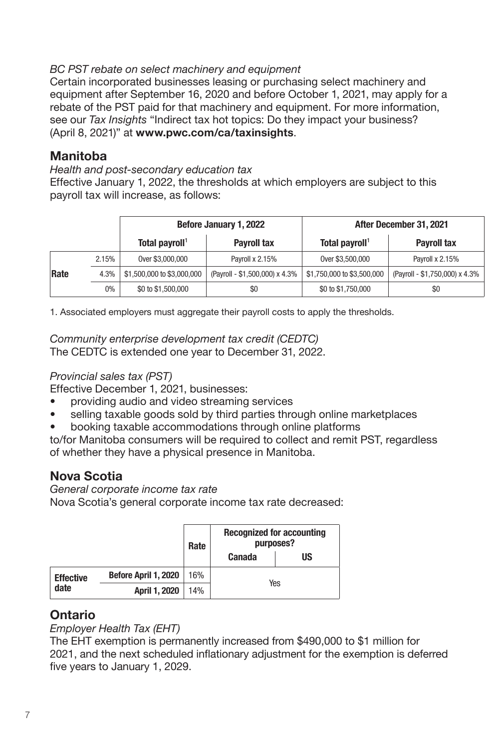*BC PST rebate on select machinery and equipment*

Certain incorporated businesses leasing or purchasing select machinery and equipment after September 16, 2020 and before October 1, 2021, may apply for a rebate of the PST paid for that machinery and equipment. For more information, see our *Tax Insights* "Indirect tax hot topics: Do they impact your business? (April 8, 2021)" at **www.pwc.com/ca/taxinsights**.

## Manitoba

*Health and post-secondary education tax*

Effective January 1, 2022, the thresholds at which employers are subject to this payroll tax will increase, as follows:

| | | Before January 1, 2022 | | After December 31, 2021 | |
|---|---|---|---|---|---|
| | | Total payroll[1] | Payroll tax | Total payroll[1] | Payroll tax |
| Rate | 2.15% | Over $3,000,000 | Payroll x 2.15% | Over $3,500,000 | Payroll x 2.15% |
| | 4.3% | $1,500,000 to $3,000,000 | (Payroll - $1,500,000) x 4.3% | $1,750,000 to $3,500,000 | (Payroll - $1,750,000) x 4.3% |
| | 0% | $0 to $1,500,000 | $0 | $0 to $1,750,000 | $0 |

1. Associated employers must aggregate their payroll costs to apply the thresholds.

*Community enterprise development tax credit (CEDTC)*

The CEDTC is extended one year to December 31, 2022.

*Provincial sales tax (PST)*

Effective December 1, 2021, businesses:

- providing audio and video streaming services
- selling taxable goods sold by third parties through online marketplaces
- booking taxable accommodations through online platforms

to/for Manitoba consumers will be required to collect and remit PST, regardless of whether they have a physical presence in Manitoba.

## Nova Scotia

*General corporate income tax rate*

Nova Scotia's general corporate income tax rate decreased:

| | | Rate | Recognized for accounting purposes? | |
|---|---|---|---|---|
| | | | Canada | US |
| Effective date | Before April 1, 2020 | 16% | Yes | |
| | April 1, 2020 | 14% | | |

## Ontario

*Employer Health Tax (EHT)*

The EHT exemption is permanently increased from $490,000 to $1 million for 2021, and the next scheduled inflationary adjustment for the exemption is deferred five years to January 1, 2029.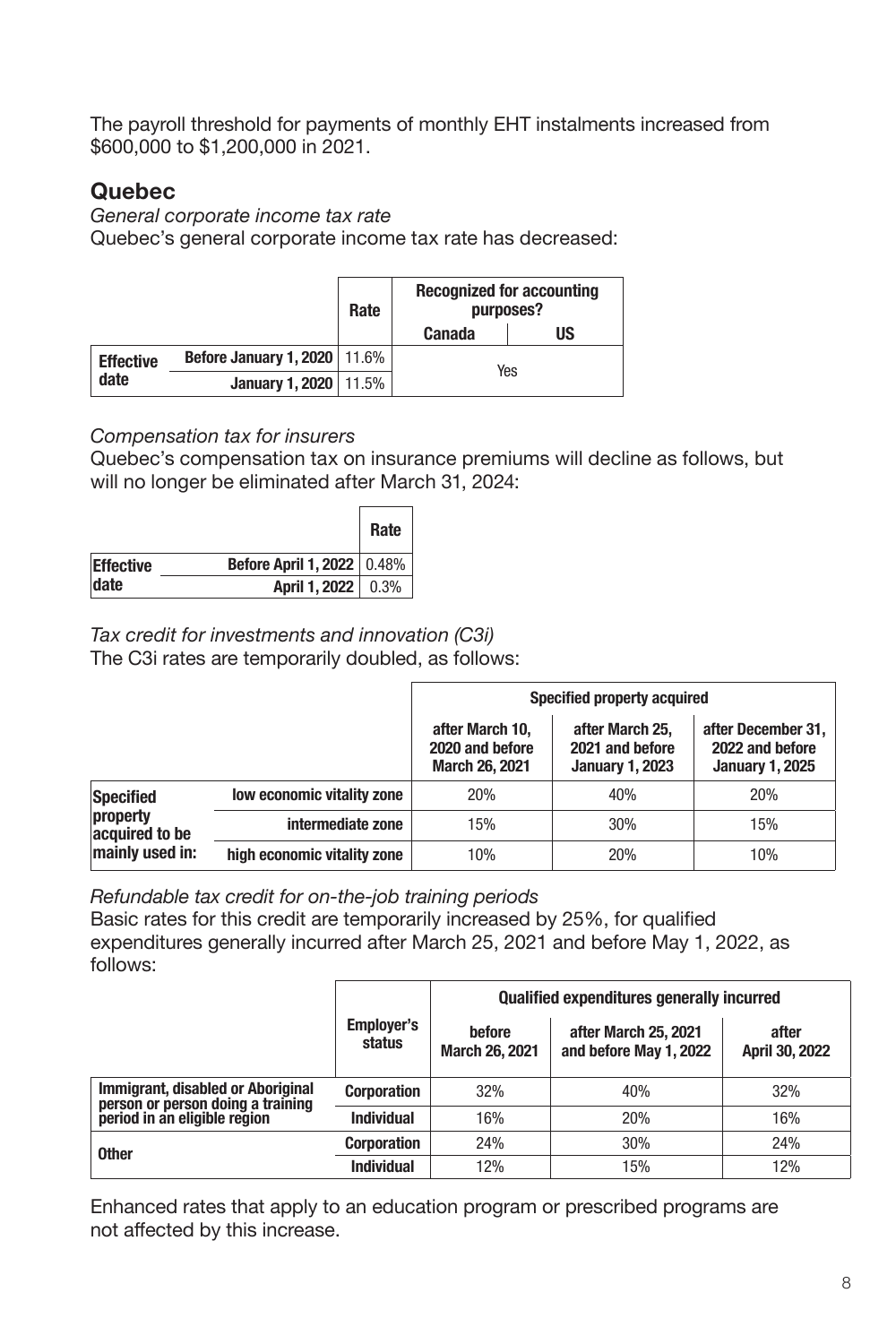The payroll threshold for payments of monthly EHT instalments increased from $600,000 to $1,200,000 in 2021.

## Quebec

*General corporate income tax rate*

Quebec's general corporate income tax rate has decreased:

| | | Rate | Recognized for accounting purposes? | |
|---|---|---|---|---|
| | | | Canada | US |
| Effective date | Before January 1, 2020 | 11.6% | Yes | |
| | January 1, 2020 | 11.5% | | |

*Compensation tax for insurers*

Quebec's compensation tax on insurance premiums will decline as follows, but will no longer be eliminated after March 31, 2024:

| | | Rate |
|---|---|---|
| Effective date | Before April 1, 2022 | 0.48% |
| | April 1, 2022 | 0.3% |

*Tax credit for investments and innovation (C3i)*

The C3i rates are temporarily doubled, as follows:

| | | Specified property acquired | | |
|---|---|---|---|---|
| | | after March 10, 2020 and before March 26, 2021 | after March 25, 2021 and before January 1, 2023 | after December 31, 2022 and before January 1, 2025 |
| Specified property acquired to be mainly used in: | low economic vitality zone | 20% | 40% | 20% |
| | intermediate zone | 15% | 30% | 15% |
| | high economic vitality zone | 10% | 20% | 10% |

*Refundable tax credit for on-the-job training periods*

Basic rates for this credit are temporarily increased by 25%, for qualified expenditures generally incurred after March 25, 2021 and before May 1, 2022, as follows:

| | Employer's status | Qualified expenditures generally incurred | | |
|---|---|---|---|---|
| | | before March 26, 2021 | after March 25, 2021 and before May 1, 2022 | after April 30, 2022 |
| Immigrant, disabled or Aboriginal person or person doing a training period in an eligible region | Corporation | 32% | 40% | 32% |
| | Individual | 16% | 20% | 16% |
| Other | Corporation | 24% | 30% | 24% |
| | Individual | 12% | 15% | 12% |

Enhanced rates that apply to an education program or prescribed programs are not affected by this increase.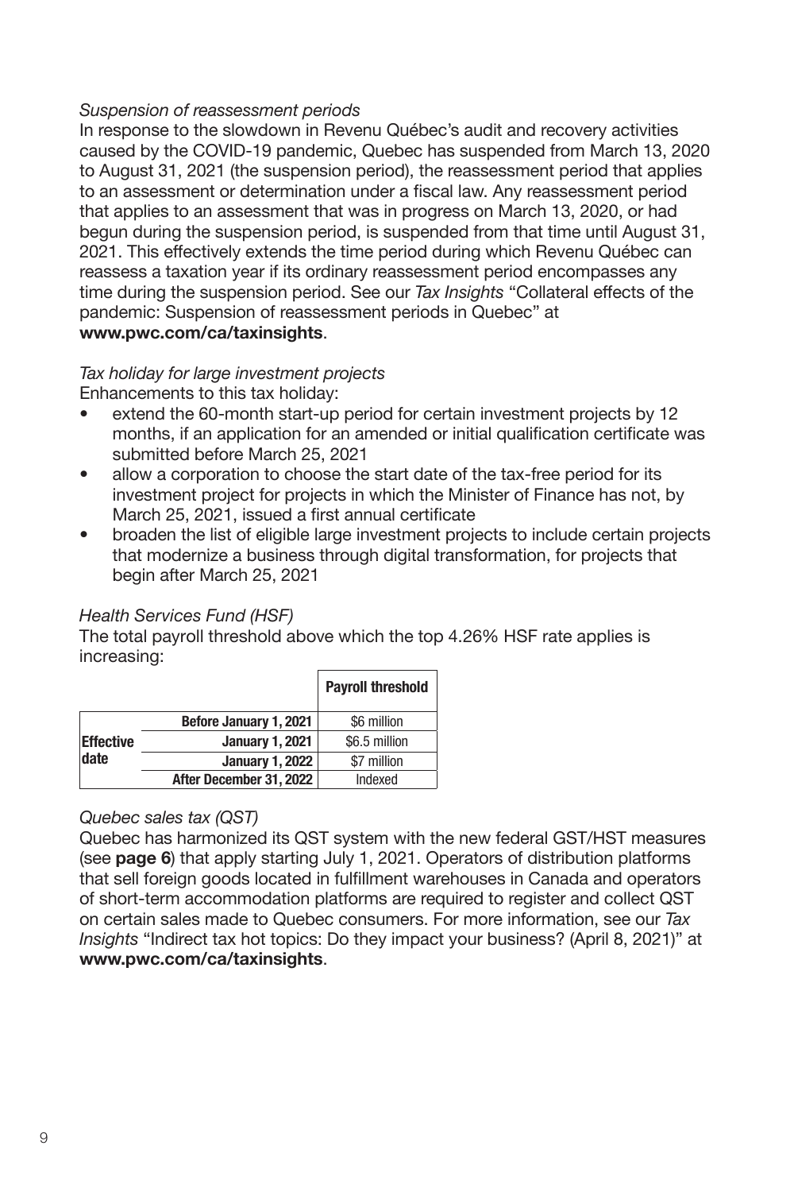*Suspension of reassessment periods*

In response to the slowdown in Revenu Québec's audit and recovery activities caused by the COVID-19 pandemic, Quebec has suspended from March 13, 2020 to August 31, 2021 (the suspension period), the reassessment period that applies to an assessment or determination under a fiscal law. Any reassessment period that applies to an assessment that was in progress on March 13, 2020, or had begun during the suspension period, is suspended from that time until August 31, 2021. This effectively extends the time period during which Revenu Québec can reassess a taxation year if its ordinary reassessment period encompasses any time during the suspension period. See our *Tax Insights* "Collateral effects of the pandemic: Suspension of reassessment periods in Quebec" at **www.pwc.com/ca/taxinsights**.

*Tax holiday for large investment projects*

Enhancements to this tax holiday:

- extend the 60-month start-up period for certain investment projects by 12 months, if an application for an amended or initial qualification certificate was submitted before March 25, 2021
- allow a corporation to choose the start date of the tax-free period for its investment project for projects in which the Minister of Finance has not, by March 25, 2021, issued a first annual certificate
- broaden the list of eligible large investment projects to include certain projects that modernize a business through digital transformation, for projects that begin after March 25, 2021

*Health Services Fund (HSF)*

The total payroll threshold above which the top 4.26% HSF rate applies is increasing:

| | | Payroll threshold |
|---|---|---|
| Effective date | Before January 1, 2021 | \$6 million |
| | January 1, 2021 | \$6.5 million |
| | January 1, 2022 | \$7 million |
| | After December 31, 2022 | Indexed |

*Quebec sales tax (QST)*

Quebec has harmonized its QST system with the new federal GST/HST measures (see **page 6**) that apply starting July 1, 2021. Operators of distribution platforms that sell foreign goods located in fulfillment warehouses in Canada and operators of short-term accommodation platforms are required to register and collect QST on certain sales made to Quebec consumers. For more information, see our *Tax Insights* "Indirect tax hot topics: Do they impact your business? (April 8, 2021)" at **www.pwc.com/ca/taxinsights**.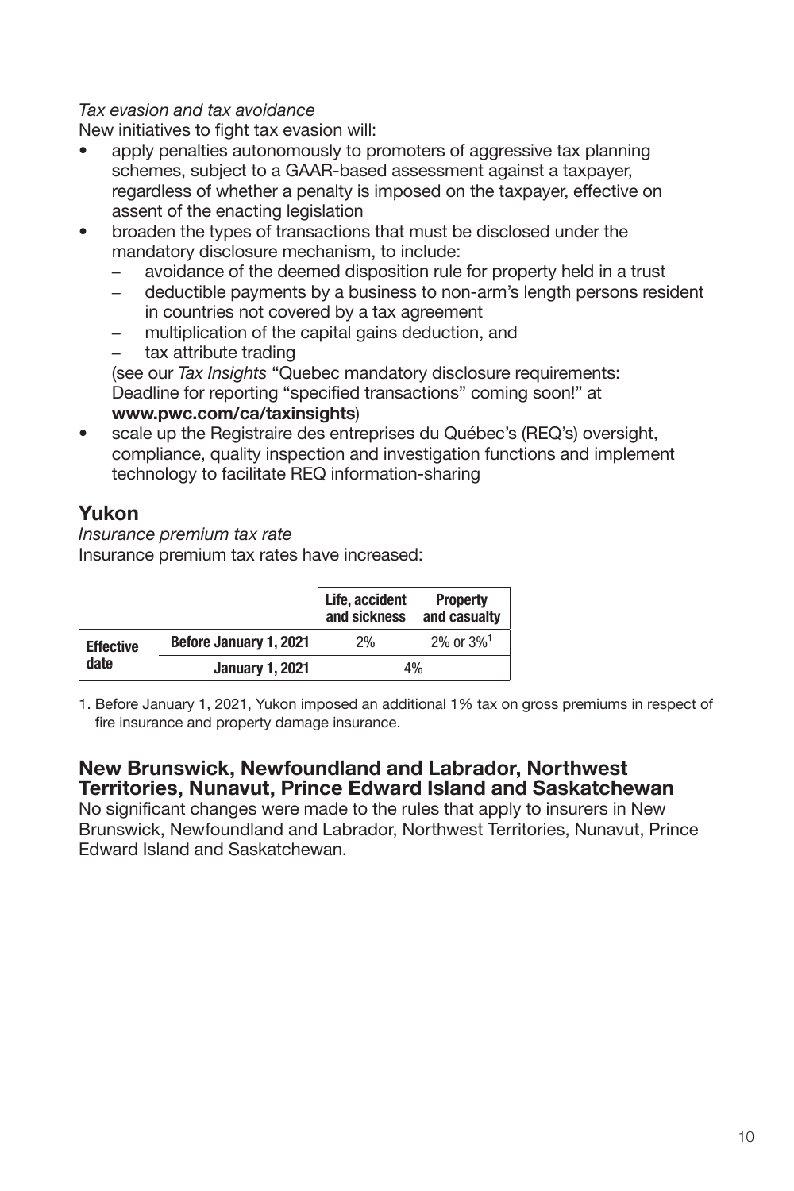*Tax evasion and tax avoidance*

New initiatives to fight tax evasion will:

- apply penalties autonomously to promoters of aggressive tax planning schemes, subject to a GAAR-based assessment against a taxpayer, regardless of whether a penalty is imposed on the taxpayer, effective on assent of the enacting legislation
- broaden the types of transactions that must be disclosed under the mandatory disclosure mechanism, to include:
  - avoidance of the deemed disposition rule for property held in a trust
  - deductible payments by a business to non-arm's length persons resident in countries not covered by a tax agreement
  - multiplication of the capital gains deduction, and
  - tax attribute trading

  (see our *Tax Insights* "Quebec mandatory disclosure requirements: Deadline for reporting "specified transactions" coming soon!" at **www.pwc.com/ca/taxinsights**)
- scale up the Registraire des entreprises du Québec's (REQ's) oversight, compliance, quality inspection and investigation functions and implement technology to facilitate REQ information-sharing

## Yukon

*Insurance premium tax rate*

Insurance premium tax rates have increased:

| | | Life, accident and sickness | Property and casualty |
|---|---|---|---|
| **Effective date** | **Before January 1, 2021** | 2% | 2% or 3%[1] |
| | **January 1, 2021** | 4% | |

1. Before January 1, 2021, Yukon imposed an additional 1% tax on gross premiums in respect of fire insurance and property damage insurance.

## New Brunswick, Newfoundland and Labrador, Northwest Territories, Nunavut, Prince Edward Island and Saskatchewan

No significant changes were made to the rules that apply to insurers in New Brunswick, Newfoundland and Labrador, Northwest Territories, Nunavut, Prince Edward Island and Saskatchewan.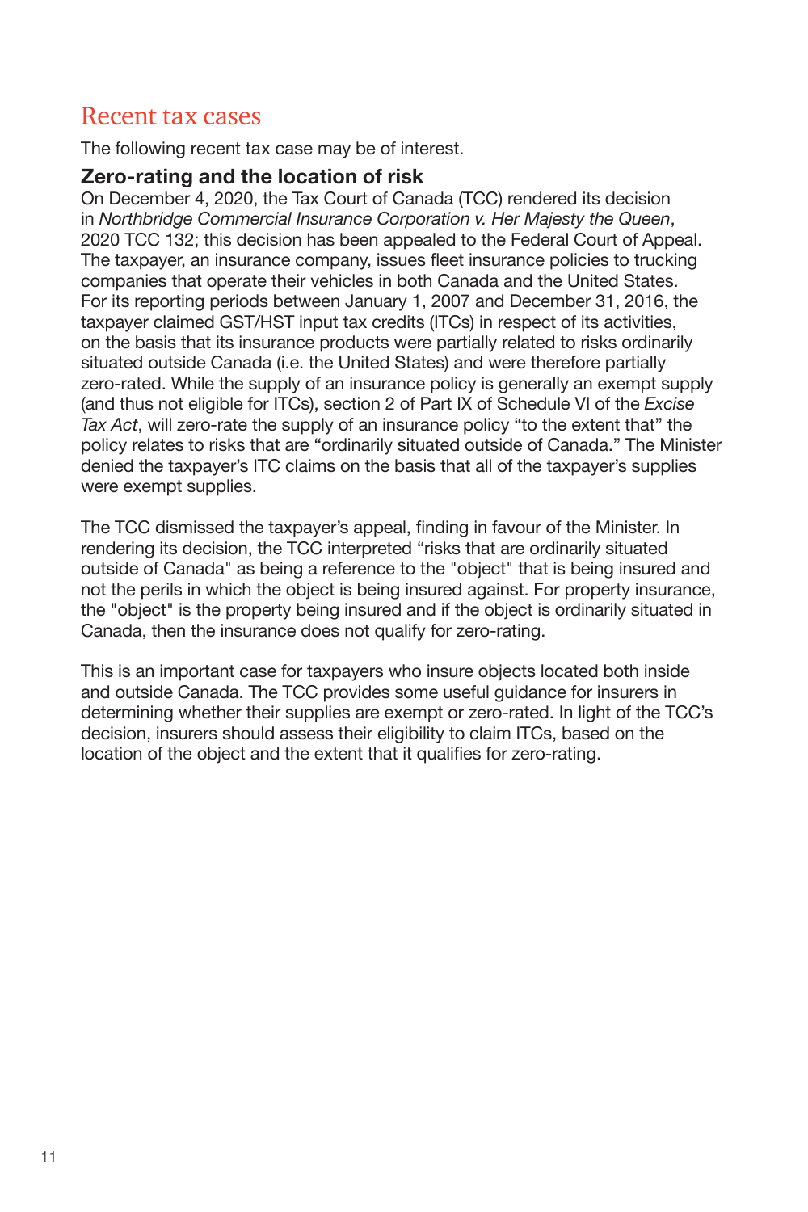# Recent tax cases

The following recent tax case may be of interest.

## Zero-rating and the location of risk

On December 4, 2020, the Tax Court of Canada (TCC) rendered its decision in *Northbridge Commercial Insurance Corporation v. Her Majesty the Queen*, 2020 TCC 132; this decision has been appealed to the Federal Court of Appeal. The taxpayer, an insurance company, issues fleet insurance policies to trucking companies that operate their vehicles in both Canada and the United States. For its reporting periods between January 1, 2007 and December 31, 2016, the taxpayer claimed GST/HST input tax credits (ITCs) in respect of its activities, on the basis that its insurance products were partially related to risks ordinarily situated outside Canada (i.e. the United States) and were therefore partially zero-rated. While the supply of an insurance policy is generally an exempt supply (and thus not eligible for ITCs), section 2 of Part IX of Schedule VI of the *Excise Tax Act*, will zero-rate the supply of an insurance policy "to the extent that" the policy relates to risks that are "ordinarily situated outside of Canada." The Minister denied the taxpayer's ITC claims on the basis that all of the taxpayer's supplies were exempt supplies.

The TCC dismissed the taxpayer's appeal, finding in favour of the Minister. In rendering its decision, the TCC interpreted "risks that are ordinarily situated outside of Canada" as being a reference to the "object" that is being insured and not the perils in which the object is being insured against. For property insurance, the "object" is the property being insured and if the object is ordinarily situated in Canada, then the insurance does not qualify for zero-rating.

This is an important case for taxpayers who insure objects located both inside and outside Canada. The TCC provides some useful guidance for insurers in determining whether their supplies are exempt or zero-rated. In light of the TCC's decision, insurers should assess their eligibility to claim ITCs, based on the location of the object and the extent that it qualifies for zero-rating.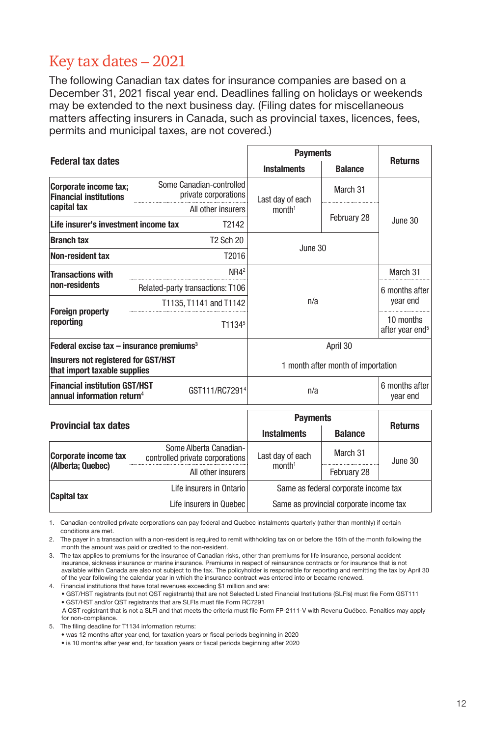# Key tax dates – 2021

The following Canadian tax dates for insurance companies are based on a December 31, 2021 fiscal year end. Deadlines falling on holidays or weekends may be extended to the next business day. (Filing dates for miscellaneous matters affecting insurers in Canada, such as provincial taxes, licences, fees, permits and municipal taxes, are not covered.)

| Federal tax dates | | Payments – Instalments | Payments – Balance | Returns |
|---|---|---|---|---|
| **Corporate income tax; Financial institutions capital tax** | Some Canadian-controlled private corporations | Last day of each month[1] | March 31 | June 30 |
| | All other insurers | Last day of each month[1] | February 28 | June 30 |
| **Life insurer's investment income tax** | T2142 | Last day of each month[1] | February 28 | June 30 |
| **Branch tax** | T2 Sch 20 | June 30 | | June 30 |
| **Non-resident tax** | T2016 | June 30 | | June 30 |
| **Transactions with non-residents** | NR4[2] | n/a | | March 31 |
| | Related-party transactions: T106 | n/a | | 6 months after year end |
| **Foreign property reporting** | T1135, T1141 and T1142 | n/a | | 6 months after year end |
| | T1134[5] | n/a | | 10 months after year end[5] |
| **Federal excise tax – insurance premiums[3]** | | April 30 | | |
| **Insurers not registered for GST/HST that import taxable supplies** | | 1 month after month of importation | | |
| **Financial institution GST/HST annual information return[4]** | GST111/RC7291[4] | n/a | | 6 months after year end |

| Provincial tax dates | | Payments – Instalments | Payments – Balance | Returns |
|---|---|---|---|---|
| **Corporate income tax (Alberta; Quebec)** | Some Alberta Canadian-controlled private corporations | Last day of each month[1] | March 31 | June 30 |
| | All other insurers | Last day of each month[1] | February 28 | June 30 |
| **Capital tax** | Life insurers in Ontario | Same as federal corporate income tax | | |
| | Life insurers in Quebec | Same as provincial corporate income tax | | |

1. Canadian-controlled private corporations can pay federal and Quebec instalments quarterly (rather than monthly) if certain conditions are met.
2. The payer in a transaction with a non-resident is required to remit withholding tax on or before the 15th of the month following the month the amount was paid or credited to the non-resident.
3. The tax applies to premiums for the insurance of Canadian risks, other than premiums for life insurance, personal accident insurance, sickness insurance or marine insurance. Premiums in respect of reinsurance contracts or for insurance that is not available within Canada are also not subject to the tax. The policyholder is responsible for reporting and remitting the tax by April 30 of the year following the calendar year in which the insurance contract was entered into or became renewed.
4. Financial institutions that have total revenues exceeding $1 million and are:
   - GST/HST registrants (but not QST registrants) that are not Selected Listed Financial Institutions (SLFIs) must file Form GST111
   - GST/HST and/or QST registrants that are SLFIs must file Form RC7291

   A QST registrant that is not a SLFI and that meets the criteria must file Form FP-2111-V with Revenu Québec. Penalties may apply for non-compliance.
5. The filing deadline for T1134 information returns:
   - was 12 months after year end, for taxation years or fiscal periods beginning in 2020
   - is 10 months after year end, for taxation years or fiscal periods beginning after 2020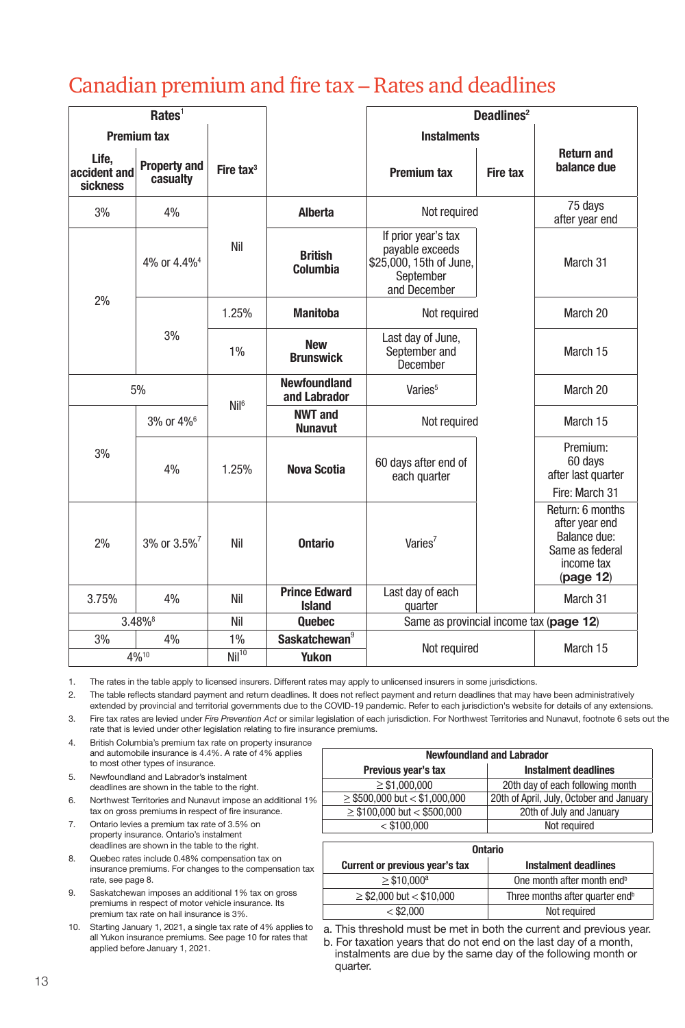# Canadian premium and fire tax – Rates and deadlines

| Rates[1] | | | | Deadlines[2] | | |
|---|---|---|---|---|---|---|
| Premium tax | | | | Instalments | | |
| Life, accident and sickness | Property and casualty | Fire tax[3] | | Premium tax | Fire tax | Return and balance due |
| 3% | 4% | Nil | **Alberta** | Not required | Not required | 75 days after year end |
| 2% | 4% or 4.4%[4] | Nil | **British Columbia** | If prior year's tax payable exceeds $25,000, 15th of June, September and December | Not required | March 31 |
| 2% | 3% | 1.25% | **Manitoba** | Not required | Not required | March 20 |
| 2% | 3% | 1% | **New Brunswick** | Last day of June, September and December | Not required | March 15 |
| 5% | 5% | Nil[6] | **Newfoundland and Labrador** | Varies[5] | Not required | March 20 |
| 3% | 3% or 4%[6] | Nil[6] | **NWT and Nunavut** | Not required | Not required | March 15 |
| 3% | 4% | 1.25% | **Nova Scotia** | 60 days after end of each quarter | Not required | Premium: 60 days after last quarter<br>Fire: March 31 |
| 2% | 3% or 3.5%[7] | Nil | **Ontario** | Varies[7] | Not required | Return: 6 months after year end<br>Balance due: Same as federal income tax (**page 12**) |
| 3.75% | 4% | Nil | **Prince Edward Island** | Last day of each quarter | Not required | March 31 |
| 3.48%[8] | 3.48%[8] | Nil | **Quebec** | Same as provincial income tax (**page 12**) | | |
| 3% | 4% | 1% | **Saskatchewan**[9] | Not required | Not required | March 15 |
| 4%[10] | 4%[10] | Nil[10] | **Yukon** | Not required | Not required | March 15 |

1. The rates in the table apply to licensed insurers. Different rates may apply to unlicensed insurers in some jurisdictions.
2. The table reflects standard payment and return deadlines. It does not reflect payment and return deadlines that may have been administratively extended by provincial and territorial governments due to the COVID-19 pandemic. Refer to each jurisdiction's website for details of any extensions.
3. Fire tax rates are levied under *Fire Prevention Act* or similar legislation of each jurisdiction. For Northwest Territories and Nunavut, footnote 6 sets out the rate that is levied under other legislation relating to fire insurance premiums.
4. British Columbia's premium tax rate on property insurance and automobile insurance is 4.4%. A rate of 4% applies to most other types of insurance.
5. Newfoundland and Labrador's instalment deadlines are shown in the table to the right.
6. Northwest Territories and Nunavut impose an additional 1% tax on gross premiums in respect of fire insurance.
7. Ontario levies a premium tax rate of 3.5% on property insurance. Ontario's instalment deadlines are shown in the table to the right.
8. Quebec rates include 0.48% compensation tax on insurance premiums. For changes to the compensation tax rate, see page 8.
9. Saskatchewan imposes an additional 1% tax on gross premiums in respect of motor vehicle insurance. Its premium tax rate on hail insurance is 3%.
10. Starting January 1, 2021, a single tax rate of 4% applies to all Yukon insurance premiums. See page 10 for rates that applied before January 1, 2021.

| Newfoundland and Labrador | |
|---|---|
| **Previous year's tax** | **Instalment deadlines** |
| ≥ $1,000,000 | 20th day of each following month |
| ≥ $500,000 but < $1,000,000 | 20th of April, July, October and January |
| ≥ $100,000 but < $500,000 | 20th of July and January |
| < $100,000 | Not required |

| Ontario | |
|---|---|
| **Current or previous year's tax** | **Instalment deadlines** |
| ≥ $10,000[a] | One month after month end[b] |
| ≥ $2,000 but < $10,000 | Three months after quarter end[b] |
| < $2,000 | Not required |

a. This threshold must be met in both the current and previous year.
b. For taxation years that do not end on the last day of a month, instalments are due by the same day of the following month or quarter.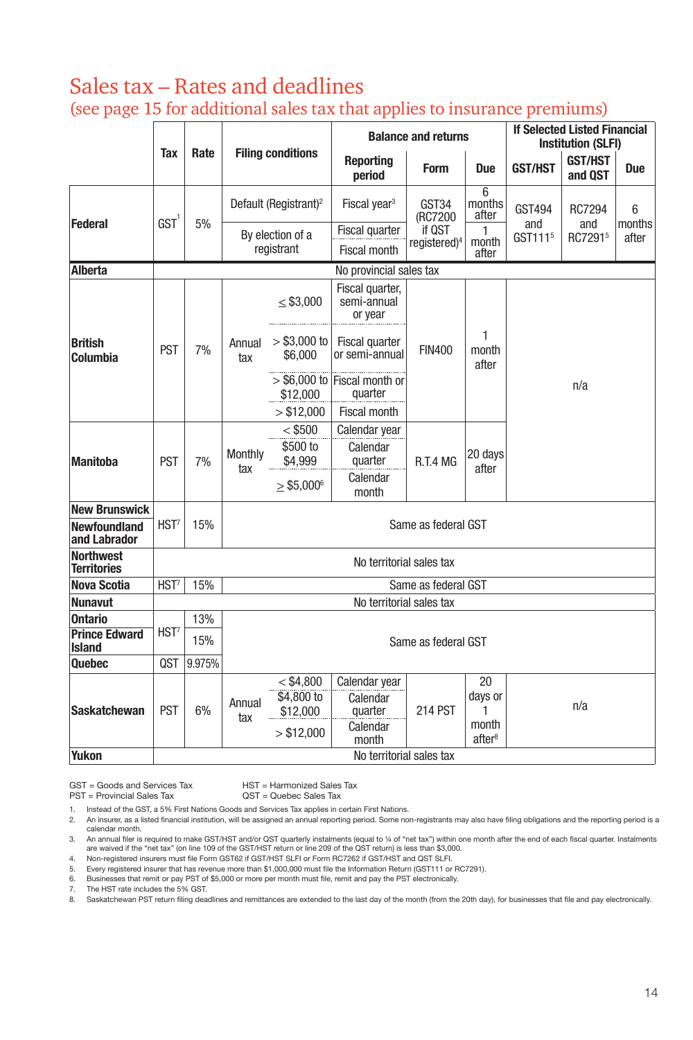# Sales tax – Rates and deadlines

## (see page 15 for additional sales tax that applies to insurance premiums)

| | Tax | Rate | Filing conditions | | Balance and returns | | | If Selected Listed Financial Institution (SLFI) | | |
|---|---|---|---|---|---|---|---|---|---|---|
| | | | | | Reporting period | Form | Due | GST/HST | GST/HST and QST | Due |
| **Federal** | GST[1] | 5% | Default (Registrant)[2] | | Fiscal year[3] | GST34 (RC7200 if QST registered)[4] | 6 months after | GST494 and GST111[5] | RC7294 and RC7291[5] | 6 months after |
| | | | By election of a registrant | | Fiscal quarter | | 1 month after | | | |
| | | | | | Fiscal month | | | | | |
| **Alberta** | No provincial sales tax | | | | | | | | | |
| **British Columbia** | PST | 7% | Annual tax | ≤ $3,000 | Fiscal quarter, semi-annual or year | FIN400 | 1 month after | n/a | | |
| | | | | > $3,000 to $6,000 | Fiscal quarter or semi-annual | | | | | |
| | | | | > $6,000 to $12,000 | Fiscal month or quarter | | | | | |
| | | | | > $12,000 | Fiscal month | | | | | |
| **Manitoba** | PST | 7% | Monthly tax | < $500 | Calendar year | R.T.4 MG | 20 days after | | | |
| | | | | $500 to $4,999 | Calendar quarter | | | | | |
| | | | | ≥ $5,000[6] | Calendar month | | | | | |
| **New Brunswick** | HST[7] | 15% | Same as federal GST | | | | | | | |
| **Newfoundland and Labrador** | | | | | | | | | | |
| **Northwest Territories** | No territorial sales tax | | | | | | | | | |
| **Nova Scotia** | HST[7] | 15% | Same as federal GST | | | | | | | |
| **Nunavut** | No territorial sales tax | | | | | | | | | |
| **Ontario** | HST[7] | 13% | Same as federal GST | | | | | | | |
| **Prince Edward Island** | | 15% | | | | | | | | |
| **Quebec** | QST | 9.975% | | | | | | | | |
| **Saskatchewan** | PST | 6% | Annual tax | < $4,800 | Calendar year | 214 PST | 20 days or 1 month after[8] | n/a | | |
| | | | | $4,800 to $12,000 | Calendar quarter | | | | | |
| | | | | > $12,000 | Calendar month | | | | | |
| **Yukon** | No territorial sales tax | | | | | | | | | |

GST = Goods and Services Tax
PST = Provincial Sales Tax
HST = Harmonized Sales Tax
QST = Quebec Sales Tax

1. Instead of the GST, a 5% First Nations Goods and Services Tax applies in certain First Nations.
2. An insurer, as a listed financial institution, will be assigned an annual reporting period. Some non-registrants may also have filing obligations and the reporting period is a calendar month.
3. An annual filer is required to make GST/HST and/or QST quarterly instalments (equal to ¼ of "net tax") within one month after the end of each fiscal quarter. Instalments are waived if the "net tax" (on line 109 of the GST/HST return or line 209 of the QST return) is less than $3,000.
4. Non-registered insurers must file Form GST62 if GST/HST SLFI or Form RC7262 if GST/HST and QST SLFI.
5. Every registered insurer that has revenue more than $1,000,000 must file the Information Return (GST111 or RC7291).
6. Businesses that remit or pay PST of $5,000 or more per month must file, remit and pay the PST electronically.
7. The HST rate includes the 5% GST.
8. Saskatchewan PST return filing deadlines and remittances are extended to the last day of the month (from the 20th day), for businesses that file and pay electronically.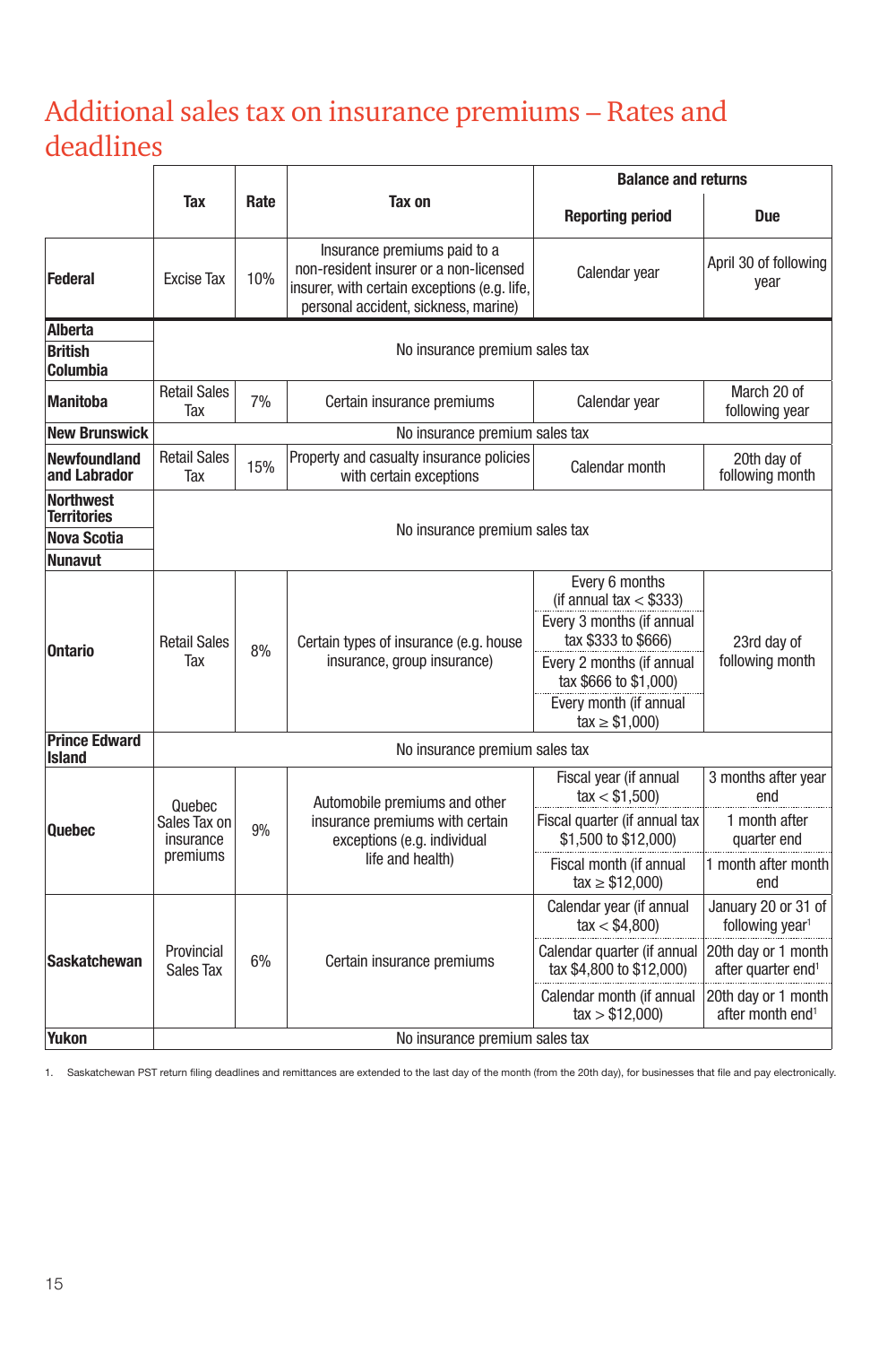# Additional sales tax on insurance premiums – Rates and deadlines

| | Tax | Rate | Tax on | Balance and returns | |
|---|---|---|---|---|---|
| | | | | Reporting period | Due |
| **Federal** | Excise Tax | 10% | Insurance premiums paid to a non-resident insurer or a non-licensed insurer, with certain exceptions (e.g. life, personal accident, sickness, marine) | Calendar year | April 30 of following year |
| **Alberta** | No insurance premium sales tax | | | | |
| **British Columbia** | No insurance premium sales tax | | | | |
| **Manitoba** | Retail Sales Tax | 7% | Certain insurance premiums | Calendar year | March 20 of following year |
| **New Brunswick** | No insurance premium sales tax | | | | |
| **Newfoundland and Labrador** | Retail Sales Tax | 15% | Property and casualty insurance policies with certain exceptions | Calendar month | 20th day of following month |
| **Northwest Territories** | No insurance premium sales tax | | | | |
| **Nova Scotia** | No insurance premium sales tax | | | | |
| **Nunavut** | No insurance premium sales tax | | | | |
| **Ontario** | Retail Sales Tax | 8% | Certain types of insurance (e.g. house insurance, group insurance) | Every 6 months (if annual tax < $333) | 23rd day of following month |
| | | | | Every 3 months (if annual tax $333 to $666) | |
| | | | | Every 2 months (if annual tax $666 to $1,000) | |
| | | | | Every month (if annual tax ≥ $1,000) | |
| **Prince Edward Island** | No insurance premium sales tax | | | | |
| **Quebec** | Quebec Sales Tax on insurance premiums | 9% | Automobile premiums and other insurance premiums with certain exceptions (e.g. individual life and health) | Fiscal year (if annual tax < $1,500) | 3 months after year end |
| | | | | Fiscal quarter (if annual tax $1,500 to $12,000) | 1 month after quarter end |
| | | | | Fiscal month (if annual tax ≥ $12,000) | 1 month after month end |
| **Saskatchewan** | Provincial Sales Tax | 6% | Certain insurance premiums | Calendar year (if annual tax < $4,800) | January 20 or 31 of following year[1] |
| | | | | Calendar quarter (if annual tax $4,800 to $12,000) | 20th day or 1 month after quarter end[1] |
| | | | | Calendar month (if annual tax > $12,000) | 20th day or 1 month after month end[1] |
| **Yukon** | No insurance premium sales tax | | | | |

1. Saskatchewan PST return filing deadlines and remittances are extended to the last day of the month (from the 20th day), for businesses that file and pay electronically.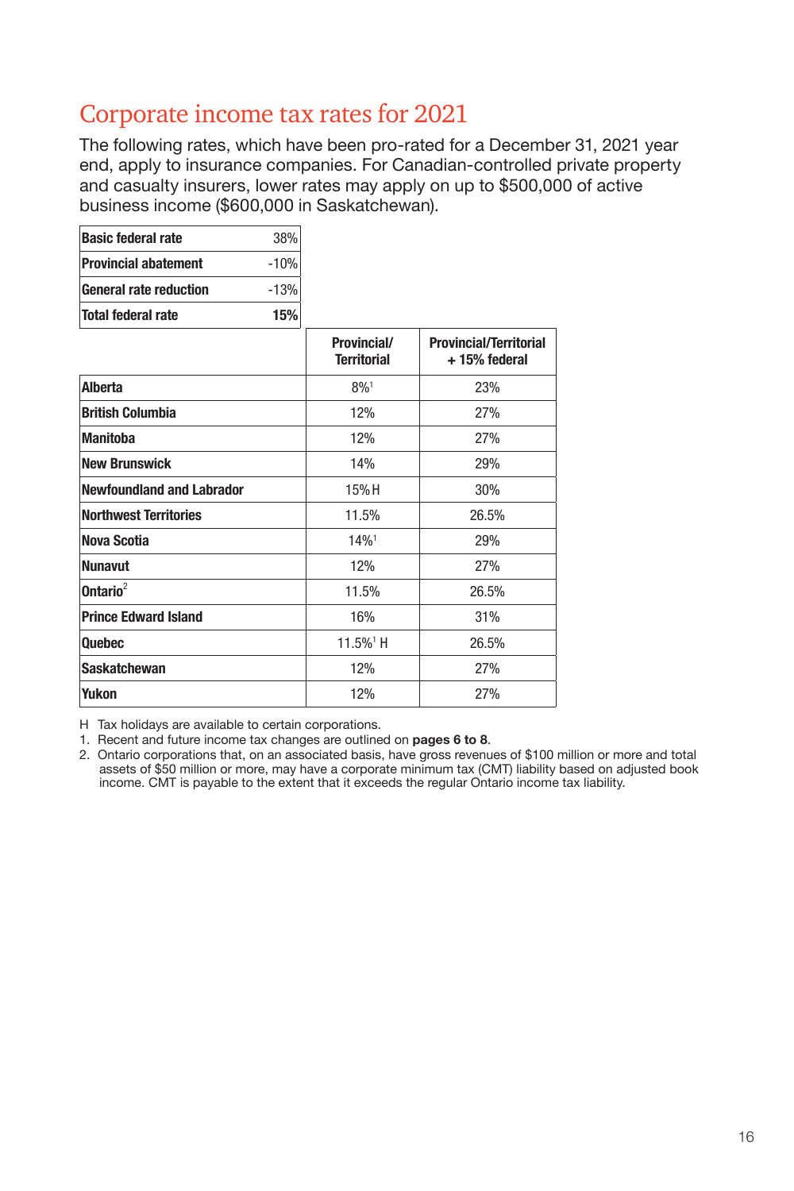# Corporate income tax rates for 2021

The following rates, which have been pro-rated for a December 31, 2021 year end, apply to insurance companies. For Canadian-controlled private property and casualty insurers, lower rates may apply on up to $500,000 of active business income ($600,000 in Saskatchewan).

| | |
|---|---|
| **Basic federal rate** | 38% |
| **Provincial abatement** | -10% |
| **General rate reduction** | -13% |
| **Total federal rate** | **15%** |

| | Provincial/ Territorial | Provincial/Territorial + 15% federal |
|---|---|---|
| **Alberta** | 8%[1] | 23% |
| **British Columbia** | 12% | 27% |
| **Manitoba** | 12% | 27% |
| **New Brunswick** | 14% | 29% |
| **Newfoundland and Labrador** | 15% H | 30% |
| **Northwest Territories** | 11.5% | 26.5% |
| **Nova Scotia** | 14%[1] | 29% |
| **Nunavut** | 12% | 27% |
| **Ontario**[2] | 11.5% | 26.5% |
| **Prince Edward Island** | 16% | 31% |
| **Quebec** | 11.5%[1] H | 26.5% |
| **Saskatchewan** | 12% | 27% |
| **Yukon** | 12% | 27% |

H Tax holidays are available to certain corporations.

1. Recent and future income tax changes are outlined on **pages 6 to 8**.
2. Ontario corporations that, on an associated basis, have gross revenues of $100 million or more and total assets of $50 million or more, may have a corporate minimum tax (CMT) liability based on adjusted book income. CMT is payable to the extent that it exceeds the regular Ontario income tax liability.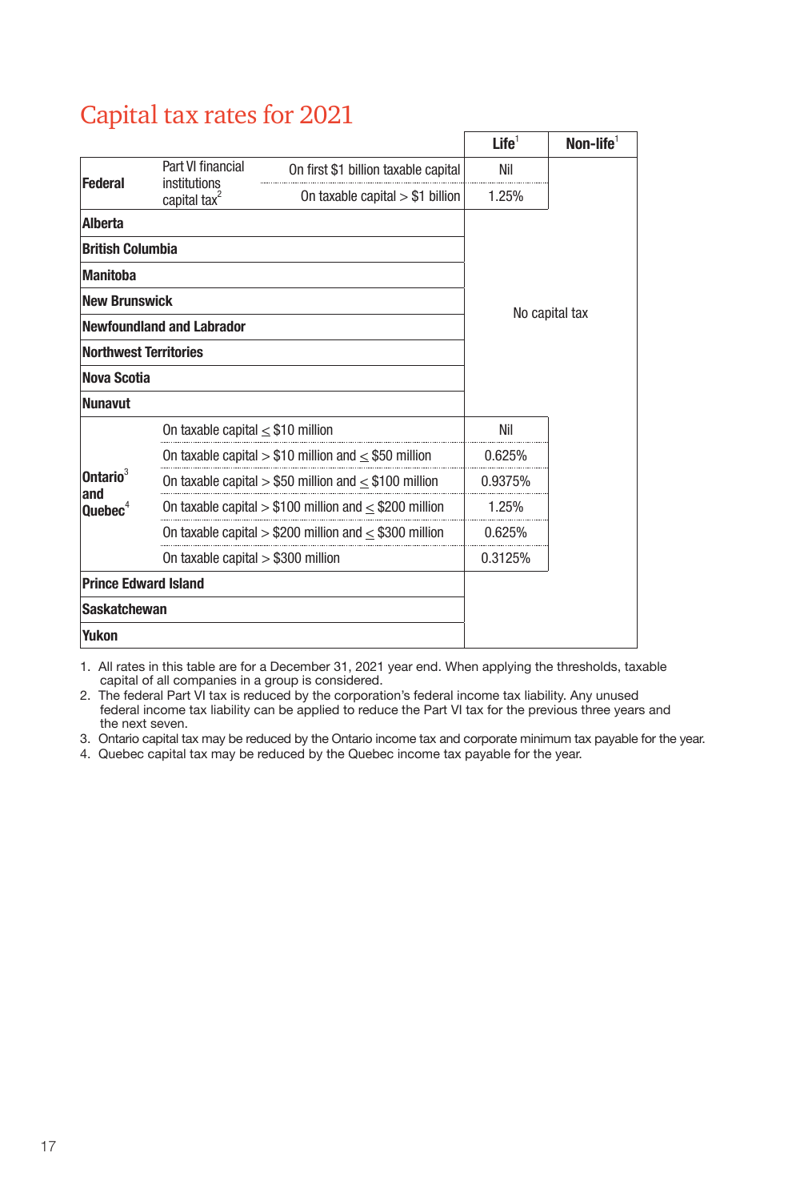# Capital tax rates for 2021

| | | | Life[1] | Non-life[1] |
|---|---|---|---|---|
| **Federal** | Part VI financial institutions capital tax[2] | On first $1 billion taxable capital | Nil | |
| | | On taxable capital > $1 billion | 1.25% | |
| **Alberta** | | | No capital tax | |
| **British Columbia** | | | No capital tax | |
| **Manitoba** | | | No capital tax | |
| **New Brunswick** | | | No capital tax | |
| **Newfoundland and Labrador** | | | No capital tax | |
| **Northwest Territories** | | | No capital tax | |
| **Nova Scotia** | | | No capital tax | |
| **Nunavut** | | | No capital tax | |
| **Ontario[3] and Quebec[4]** | On taxable capital ≤ $10 million | | Nil | |
| | On taxable capital > $10 million and ≤ $50 million | | 0.625% | |
| | On taxable capital > $50 million and ≤ $100 million | | 0.9375% | |
| | On taxable capital > $100 million and ≤ $200 million | | 1.25% | |
| | On taxable capital > $200 million and ≤ $300 million | | 0.625% | |
| | On taxable capital > $300 million | | 0.3125% | |
| **Prince Edward Island** | | | No capital tax | |
| **Saskatchewan** | | | No capital tax | |
| **Yukon** | | | No capital tax | |

1. All rates in this table are for a December 31, 2021 year end. When applying the thresholds, taxable capital of all companies in a group is considered.
2. The federal Part VI tax is reduced by the corporation's federal income tax liability. Any unused federal income tax liability can be applied to reduce the Part VI tax for the previous three years and the next seven.
3. Ontario capital tax may be reduced by the Ontario income tax and corporate minimum tax payable for the year.
4. Quebec capital tax may be reduced by the Quebec income tax payable for the year.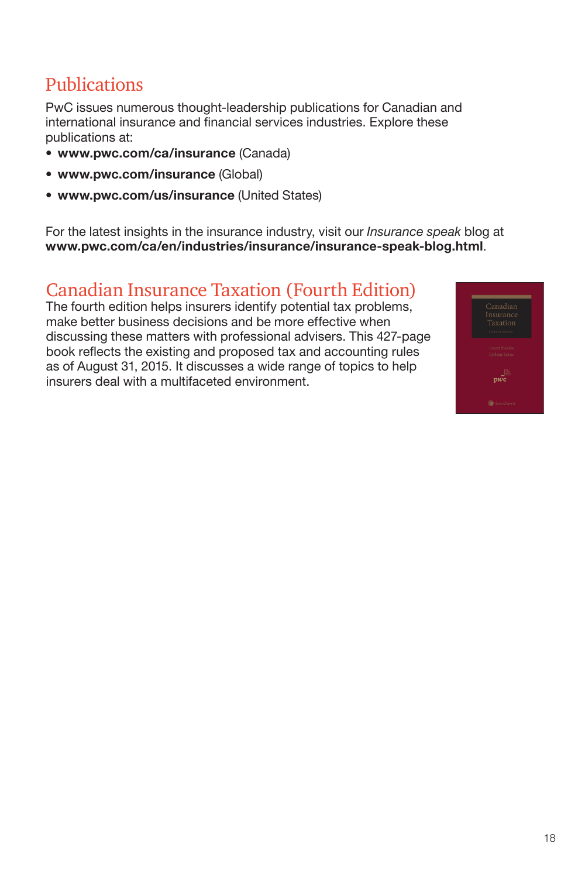## Publications

PwC issues numerous thought-leadership publications for Canadian and international insurance and financial services industries. Explore these publications at:

- **www.pwc.com/ca/insurance** (Canada)
- **www.pwc.com/insurance** (Global)
- **www.pwc.com/us/insurance** (United States)

For the latest insights in the insurance industry, visit our *Insurance speak* blog at **www.pwc.com/ca/en/industries/insurance/insurance-speak-blog.html**.

## Canadian Insurance Taxation (Fourth Edition)

The fourth edition helps insurers identify potential tax problems, make better business decisions and be more effective when discussing these matters with professional advisers. This 427-page book reflects the existing and proposed tax and accounting rules as of August 31, 2015. It discusses a wide range of topics to help insurers deal with a multifaceted environment.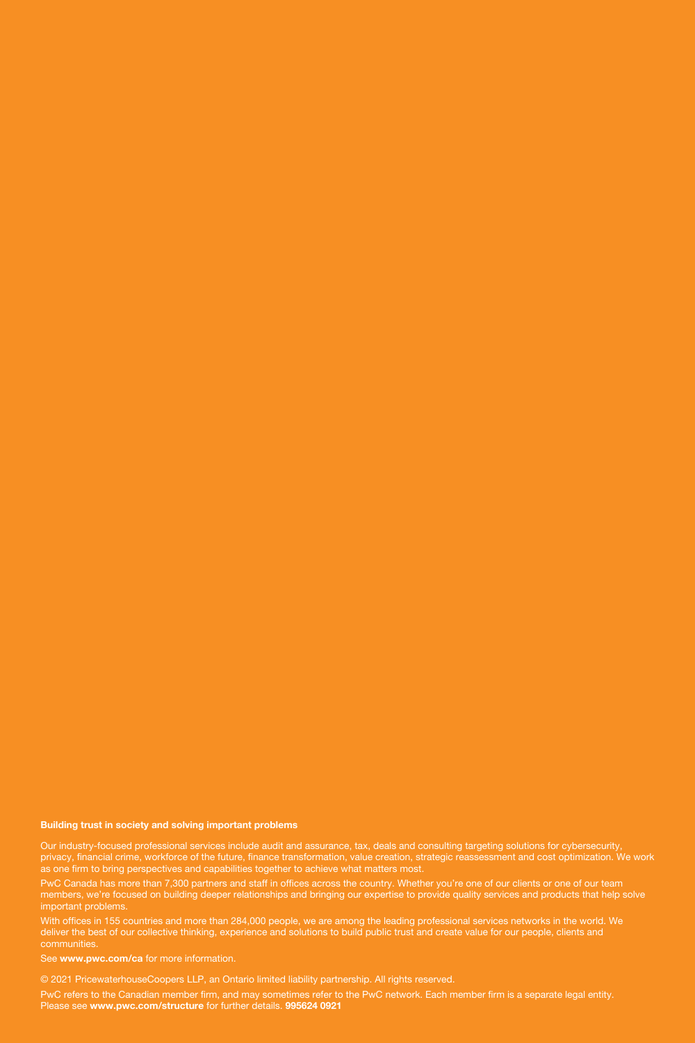**Building trust in society and solving important problems**

Our industry-focused professional services include audit and assurance, tax, deals and consulting targeting solutions for cybersecurity, privacy, financial crime, workforce of the future, finance transformation, value creation, strategic reassessment and cost optimization. We work as one firm to bring perspectives and capabilities together to achieve what matters most.

PwC Canada has more than 7,300 partners and staff in offices across the country. Whether you're one of our clients or one of our team members, we're focused on building deeper relationships and bringing our expertise to provide quality services and products that help solve important problems.

With offices in 155 countries and more than 284,000 people, we are among the leading professional services networks in the world. We deliver the best of our collective thinking, experience and solutions to build public trust and create value for our people, clients and communities.

See **www.pwc.com/ca** for more information.

© 2021 PricewaterhouseCoopers LLP, an Ontario limited liability partnership. All rights reserved.

PwC refers to the Canadian member firm, and may sometimes refer to the PwC network. Each member firm is a separate legal entity. Please see **www.pwc.com/structure** for further details. **995624 0921**